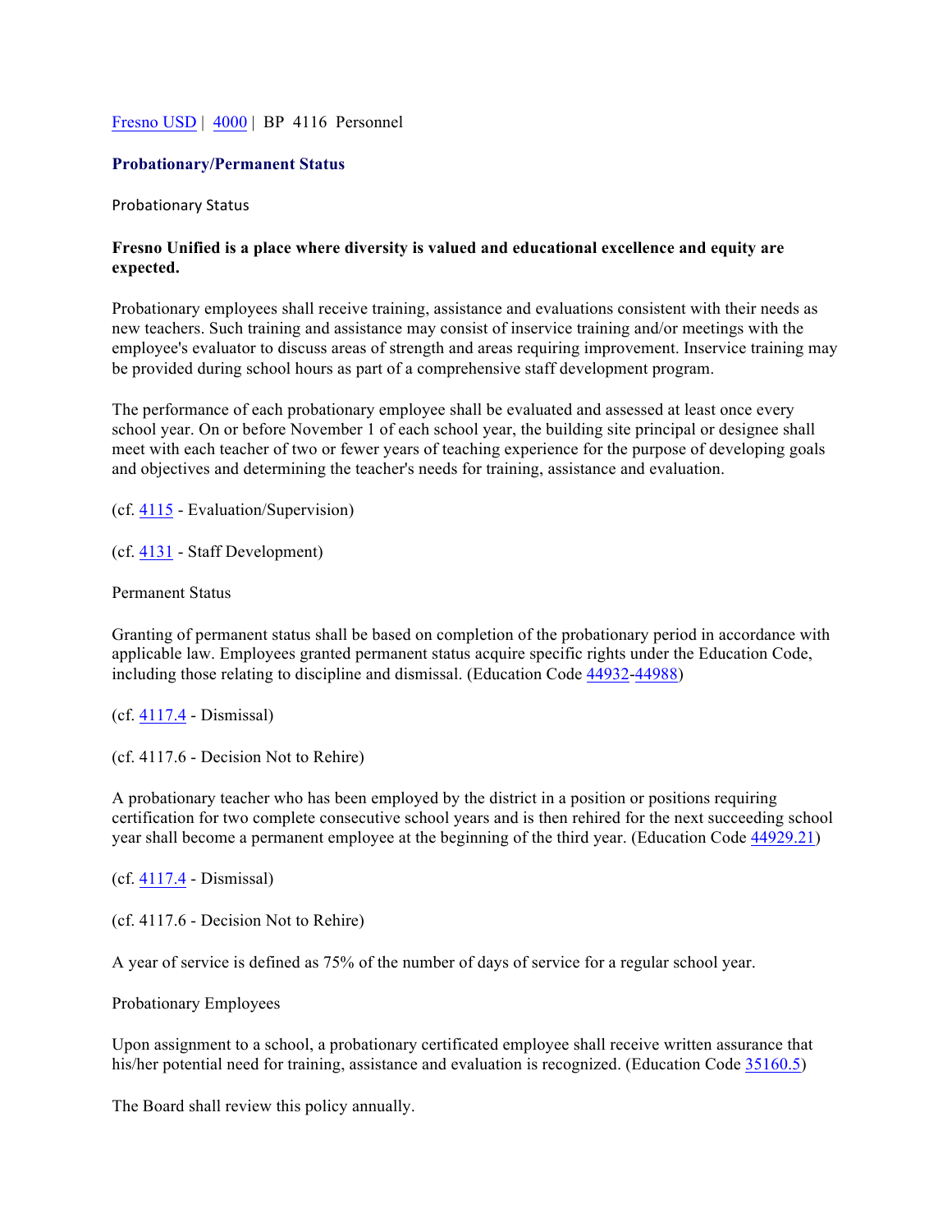Fresno USD | 4000 | BP 4116 Personnel

## Probationary/Permanent Status

Probationary Status

**Fresno Unified is a place where diversity is valued and educational excellence and equity are expected.**

Probationary employees shall receive training, assistance and evaluations consistent with their needs as new teachers. Such training and assistance may consist of inservice training and/or meetings with the employee's evaluator to discuss areas of strength and areas requiring improvement. Inservice training may be provided during school hours as part of a comprehensive staff development program.

The performance of each probationary employee shall be evaluated and assessed at least once every school year. On or before November 1 of each school year, the building site principal or designee shall meet with each teacher of two or fewer years of teaching experience for the purpose of developing goals and objectives and determining the teacher's needs for training, assistance and evaluation.

(cf. 4115 - Evaluation/Supervision)

(cf. 4131 - Staff Development)

Permanent Status

Granting of permanent status shall be based on completion of the probationary period in accordance with applicable law. Employees granted permanent status acquire specific rights under the Education Code, including those relating to discipline and dismissal. (Education Code 44932-44988)

(cf. 4117.4 - Dismissal)

(cf. 4117.6 - Decision Not to Rehire)

A probationary teacher who has been employed by the district in a position or positions requiring certification for two complete consecutive school years and is then rehired for the next succeeding school year shall become a permanent employee at the beginning of the third year. (Education Code 44929.21)

(cf. 4117.4 - Dismissal)

(cf. 4117.6 - Decision Not to Rehire)

A year of service is defined as 75% of the number of days of service for a regular school year.

Probationary Employees

Upon assignment to a school, a probationary certificated employee shall receive written assurance that his/her potential need for training, assistance and evaluation is recognized. (Education Code 35160.5)

The Board shall review this policy annually.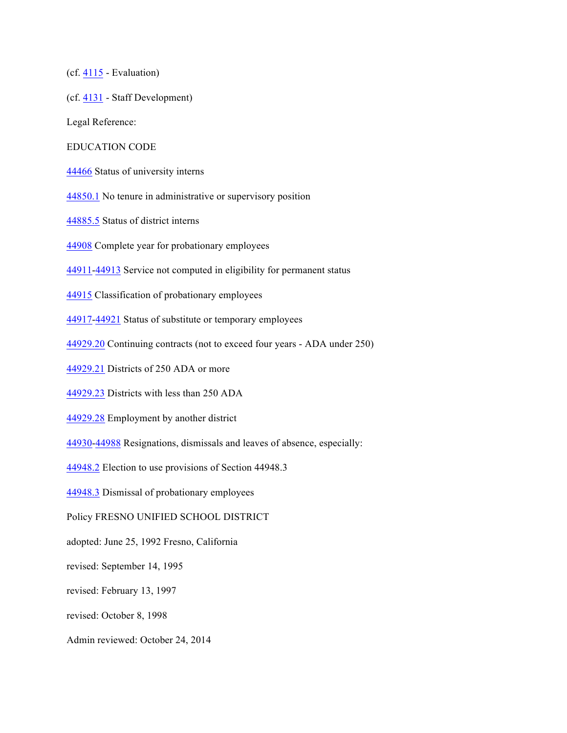(cf. 4115 - Evaluation)

(cf. 4131 - Staff Development)

Legal Reference:

EDUCATION CODE

44466 Status of university interns

44850.1 No tenure in administrative or supervisory position

44885.5 Status of district interns

44908 Complete year for probationary employees

44911-44913 Service not computed in eligibility for permanent status

44915 Classification of probationary employees

44917-44921 Status of substitute or temporary employees

44929.20 Continuing contracts (not to exceed four years - ADA under 250)

44929.21 Districts of 250 ADA or more

44929.23 Districts with less than 250 ADA

44929.28 Employment by another district

44930-44988 Resignations, dismissals and leaves of absence, especially:

44948.2 Election to use provisions of Section 44948.3

44948.3 Dismissal of probationary employees

Policy FRESNO UNIFIED SCHOOL DISTRICT

adopted: June 25, 1992 Fresno, California

revised: September 14, 1995

revised: February 13, 1997

revised: October 8, 1998

Admin reviewed: October 24, 2014